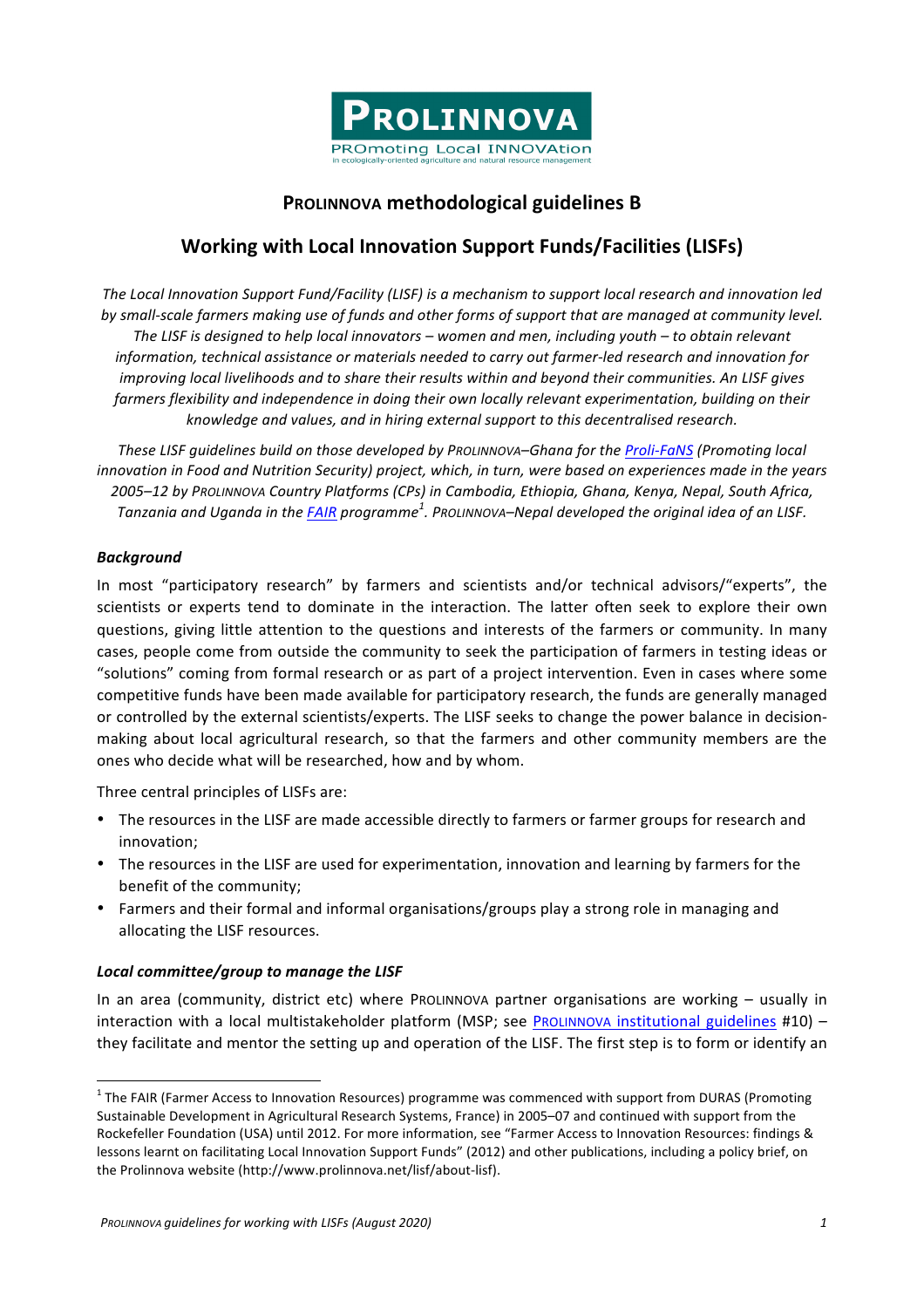# PROLINNOVA

PROmoting Local INNOVAtion in ecologically-oriented agriculture and natural resource management

## PROLINNOVA methodological guidelines B

## Working with Local Innovation Support Funds/Facilities (LISFs)

*The Local Innovation Support Fund/Facility (LISF) is a mechanism to support local research and innovation led by small-scale farmers making use of funds and other forms of support that are managed at community level. The LISF is designed to help local innovators – women and men, including youth – to obtain relevant information, technical assistance or materials needed to carry out farmer-led research and innovation for improving local livelihoods and to share their results within and beyond their communities. An LISF gives farmers flexibility and independence in doing their own locally relevant experimentation, building on their knowledge and values, and in hiring external support to this decentralised research.*

*These LISF guidelines build on those developed by PROLINNOVA–Ghana for the Proli-FaNS (Promoting local innovation in Food and Nutrition Security) project, which, in turn, were based on experiences made in the years 2005–12 by PROLINNOVA Country Platforms (CPs) in Cambodia, Ethiopia, Ghana, Kenya, Nepal, South Africa, Tanzania and Uganda in the FAIR programme[1]. PROLINNOVA–Nepal developed the original idea of an LISF.*

### *Background*

In most "participatory research" by farmers and scientists and/or technical advisors/"experts", the scientists or experts tend to dominate in the interaction. The latter often seek to explore their own questions, giving little attention to the questions and interests of the farmers or community. In many cases, people come from outside the community to seek the participation of farmers in testing ideas or "solutions" coming from formal research or as part of a project intervention. Even in cases where some competitive funds have been made available for participatory research, the funds are generally managed or controlled by the external scientists/experts. The LISF seeks to change the power balance in decision-making about local agricultural research, so that the farmers and other community members are the ones who decide what will be researched, how and by whom.

Three central principles of LISFs are:

- The resources in the LISF are made accessible directly to farmers or farmer groups for research and innovation;
- The resources in the LISF are used for experimentation, innovation and learning by farmers for the benefit of the community;
- Farmers and their formal and informal organisations/groups play a strong role in managing and allocating the LISF resources.

### *Local committee/group to manage the LISF*

In an area (community, district etc) where PROLINNOVA partner organisations are working – usually in interaction with a local multistakeholder platform (MSP; see PROLINNOVA institutional guidelines #10) – they facilitate and mentor the setting up and operation of the LISF. The first step is to form or identify an

[1] The FAIR (Farmer Access to Innovation Resources) programme was commenced with support from DURAS (Promoting Sustainable Development in Agricultural Research Systems, France) in 2005–07 and continued with support from the Rockefeller Foundation (USA) until 2012. For more information, see "Farmer Access to Innovation Resources: findings & lessons learnt on facilitating Local Innovation Support Funds" (2012) and other publications, including a policy brief, on the Prolinnova website (http://www.prolinnova.net/lisf/about-lisf).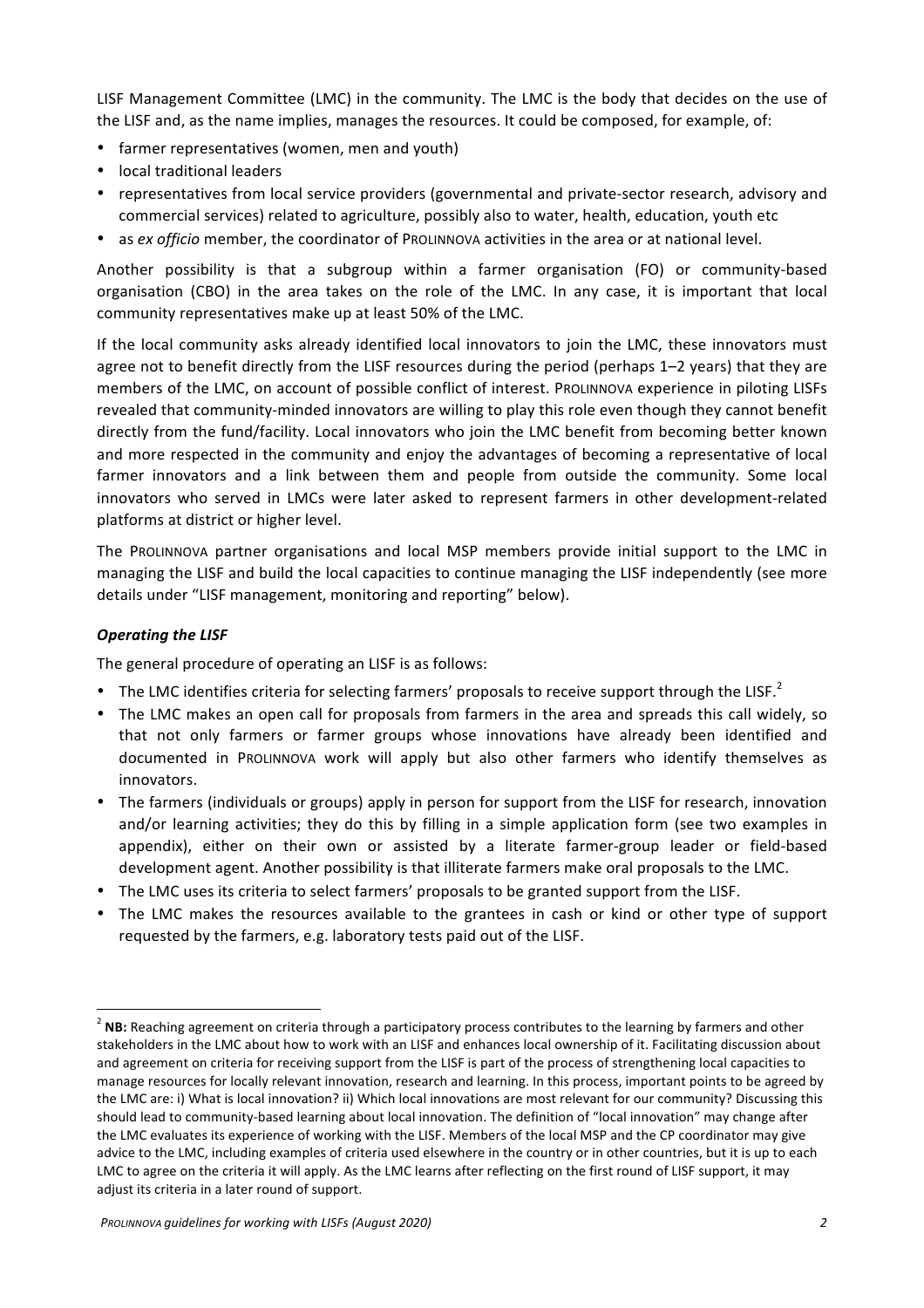LISF Management Committee (LMC) in the community. The LMC is the body that decides on the use of the LISF and, as the name implies, manages the resources. It could be composed, for example, of:

- farmer representatives (women, men and youth)
- local traditional leaders
- representatives from local service providers (governmental and private-sector research, advisory and commercial services) related to agriculture, possibly also to water, health, education, youth etc
- as *ex officio* member, the coordinator of PROLINNOVA activities in the area or at national level.

Another possibility is that a subgroup within a farmer organisation (FO) or community-based organisation (CBO) in the area takes on the role of the LMC. In any case, it is important that local community representatives make up at least 50% of the LMC.

If the local community asks already identified local innovators to join the LMC, these innovators must agree not to benefit directly from the LISF resources during the period (perhaps 1–2 years) that they are members of the LMC, on account of possible conflict of interest. PROLINNOVA experience in piloting LISFs revealed that community-minded innovators are willing to play this role even though they cannot benefit directly from the fund/facility. Local innovators who join the LMC benefit from becoming better known and more respected in the community and enjoy the advantages of becoming a representative of local farmer innovators and a link between them and people from outside the community. Some local innovators who served in LMCs were later asked to represent farmers in other development-related platforms at district or higher level.

The PROLINNOVA partner organisations and local MSP members provide initial support to the LMC in managing the LISF and build the local capacities to continue managing the LISF independently (see more details under "LISF management, monitoring and reporting" below).

### *Operating the LISF*

The general procedure of operating an LISF is as follows:

- The LMC identifies criteria for selecting farmers' proposals to receive support through the LISF.[2]
- The LMC makes an open call for proposals from farmers in the area and spreads this call widely, so that not only farmers or farmer groups whose innovations have already been identified and documented in PROLINNOVA work will apply but also other farmers who identify themselves as innovators.
- The farmers (individuals or groups) apply in person for support from the LISF for research, innovation and/or learning activities; they do this by filling in a simple application form (see two examples in appendix), either on their own or assisted by a literate farmer-group leader or field-based development agent. Another possibility is that illiterate farmers make oral proposals to the LMC.
- The LMC uses its criteria to select farmers' proposals to be granted support from the LISF.
- The LMC makes the resources available to the grantees in cash or kind or other type of support requested by the farmers, e.g. laboratory tests paid out of the LISF.

---

[2] **NB:** Reaching agreement on criteria through a participatory process contributes to the learning by farmers and other stakeholders in the LMC about how to work with an LISF and enhances local ownership of it. Facilitating discussion about and agreement on criteria for receiving support from the LISF is part of the process of strengthening local capacities to manage resources for locally relevant innovation, research and learning. In this process, important points to be agreed by the LMC are: i) What is local innovation? ii) Which local innovations are most relevant for our community? Discussing this should lead to community-based learning about local innovation. The definition of "local innovation" may change after the LMC evaluates its experience of working with the LISF. Members of the local MSP and the CP coordinator may give advice to the LMC, including examples of criteria used elsewhere in the country or in other countries, but it is up to each LMC to agree on the criteria it will apply. As the LMC learns after reflecting on the first round of LISF support, it may adjust its criteria in a later round of support.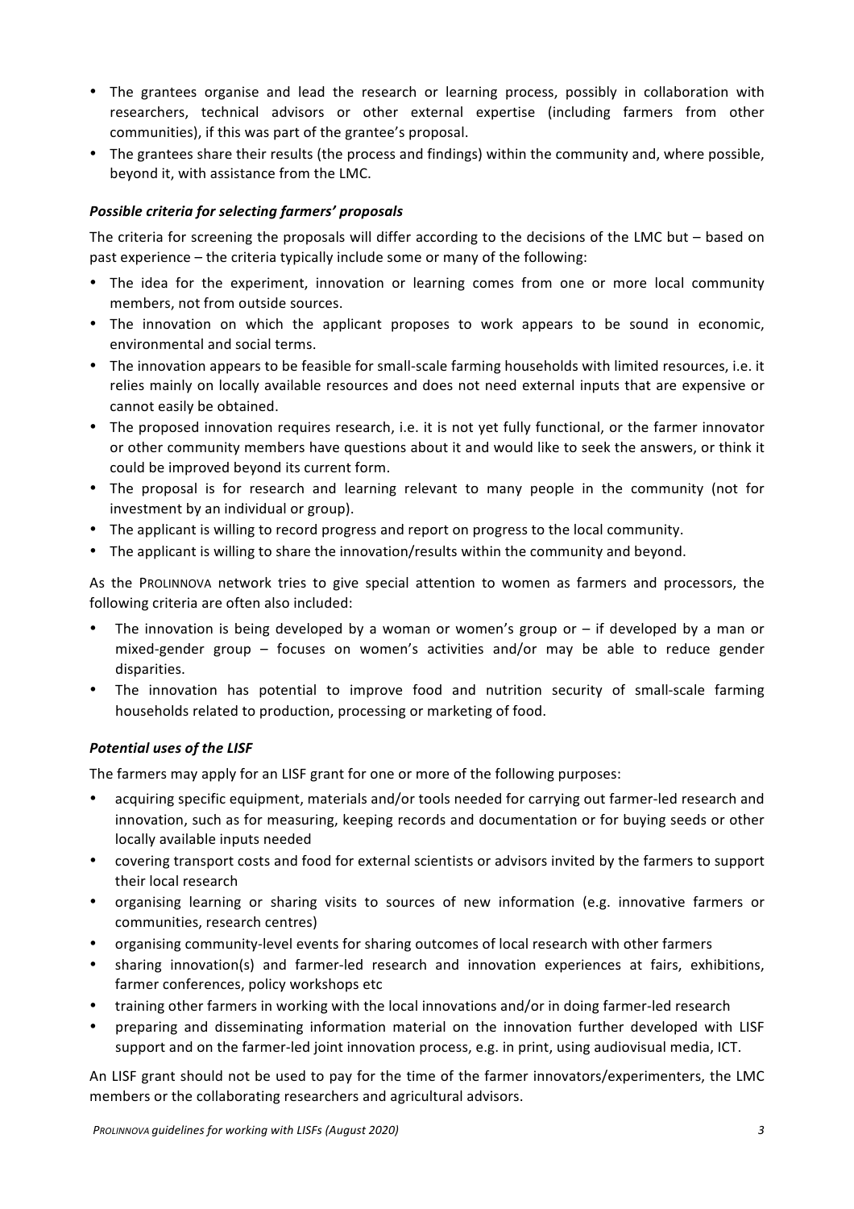- The grantees organise and lead the research or learning process, possibly in collaboration with researchers, technical advisors or other external expertise (including farmers from other communities), if this was part of the grantee's proposal.
- The grantees share their results (the process and findings) within the community and, where possible, beyond it, with assistance from the LMC.

***Possible criteria for selecting farmers' proposals***

The criteria for screening the proposals will differ according to the decisions of the LMC but – based on past experience – the criteria typically include some or many of the following:

- The idea for the experiment, innovation or learning comes from one or more local community members, not from outside sources.
- The innovation on which the applicant proposes to work appears to be sound in economic, environmental and social terms.
- The innovation appears to be feasible for small-scale farming households with limited resources, i.e. it relies mainly on locally available resources and does not need external inputs that are expensive or cannot easily be obtained.
- The proposed innovation requires research, i.e. it is not yet fully functional, or the farmer innovator or other community members have questions about it and would like to seek the answers, or think it could be improved beyond its current form.
- The proposal is for research and learning relevant to many people in the community (not for investment by an individual or group).
- The applicant is willing to record progress and report on progress to the local community.
- The applicant is willing to share the innovation/results within the community and beyond.

As the PROLINNOVA network tries to give special attention to women as farmers and processors, the following criteria are often also included:

- The innovation is being developed by a woman or women's group or – if developed by a man or mixed-gender group – focuses on women's activities and/or may be able to reduce gender disparities.
- The innovation has potential to improve food and nutrition security of small-scale farming households related to production, processing or marketing of food.

***Potential uses of the LISF***

The farmers may apply for an LISF grant for one or more of the following purposes:

- acquiring specific equipment, materials and/or tools needed for carrying out farmer-led research and innovation, such as for measuring, keeping records and documentation or for buying seeds or other locally available inputs needed
- covering transport costs and food for external scientists or advisors invited by the farmers to support their local research
- organising learning or sharing visits to sources of new information (e.g. innovative farmers or communities, research centres)
- organising community-level events for sharing outcomes of local research with other farmers
- sharing innovation(s) and farmer-led research and innovation experiences at fairs, exhibitions, farmer conferences, policy workshops etc
- training other farmers in working with the local innovations and/or in doing farmer-led research
- preparing and disseminating information material on the innovation further developed with LISF support and on the farmer-led joint innovation process, e.g. in print, using audiovisual media, ICT.

An LISF grant should not be used to pay for the time of the farmer innovators/experimenters, the LMC members or the collaborating researchers and agricultural advisors.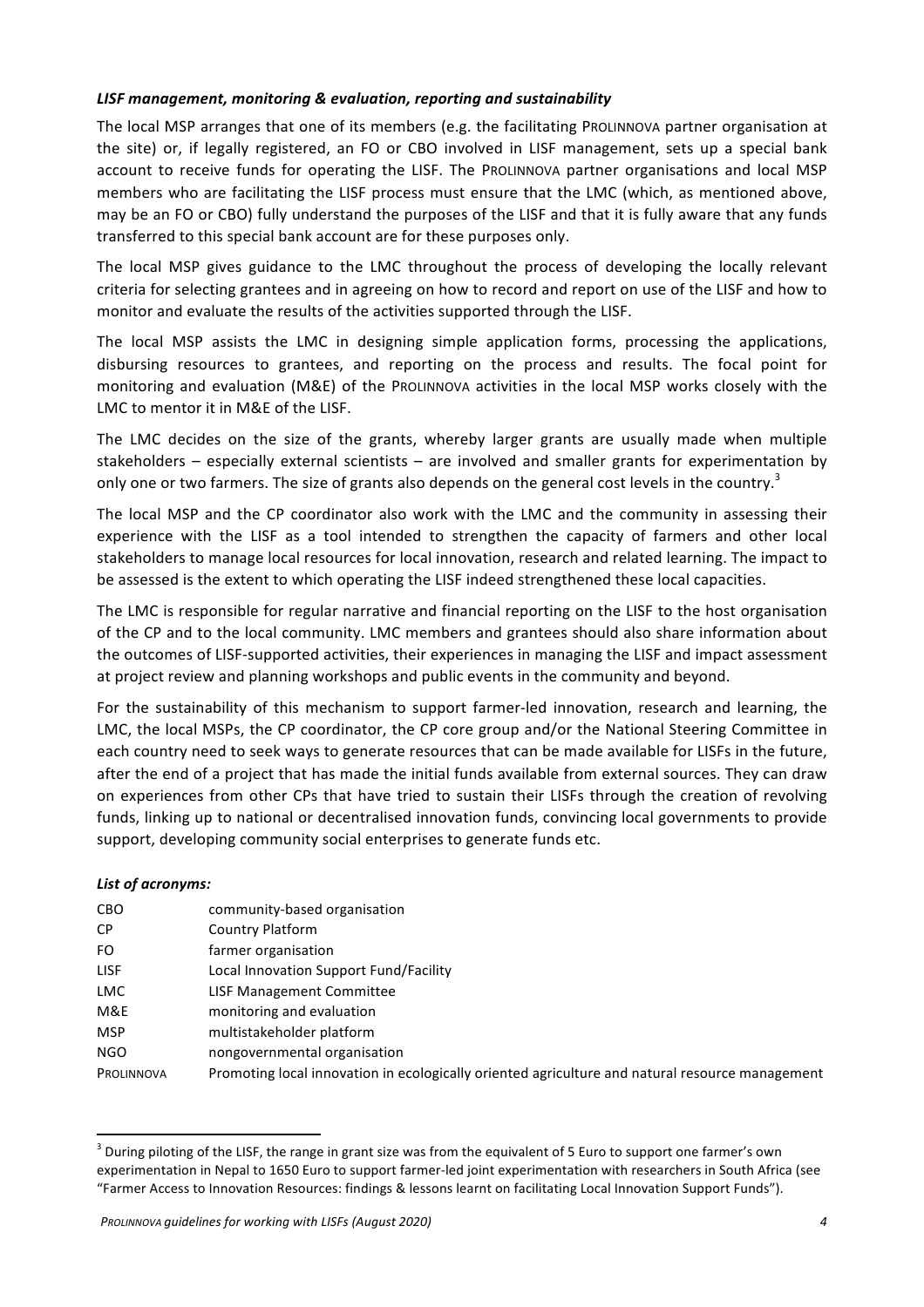***LISF management, monitoring & evaluation, reporting and sustainability***

The local MSP arranges that one of its members (e.g. the facilitating PROLINNOVA partner organisation at the site) or, if legally registered, an FO or CBO involved in LISF management, sets up a special bank account to receive funds for operating the LISF. The PROLINNOVA partner organisations and local MSP members who are facilitating the LISF process must ensure that the LMC (which, as mentioned above, may be an FO or CBO) fully understand the purposes of the LISF and that it is fully aware that any funds transferred to this special bank account are for these purposes only.

The local MSP gives guidance to the LMC throughout the process of developing the locally relevant criteria for selecting grantees and in agreeing on how to record and report on use of the LISF and how to monitor and evaluate the results of the activities supported through the LISF.

The local MSP assists the LMC in designing simple application forms, processing the applications, disbursing resources to grantees, and reporting on the process and results. The focal point for monitoring and evaluation (M&E) of the PROLINNOVA activities in the local MSP works closely with the LMC to mentor it in M&E of the LISF.

The LMC decides on the size of the grants, whereby larger grants are usually made when multiple stakeholders – especially external scientists – are involved and smaller grants for experimentation by only one or two farmers. The size of grants also depends on the general cost levels in the country.[3]

The local MSP and the CP coordinator also work with the LMC and the community in assessing their experience with the LISF as a tool intended to strengthen the capacity of farmers and other local stakeholders to manage local resources for local innovation, research and related learning. The impact to be assessed is the extent to which operating the LISF indeed strengthened these local capacities.

The LMC is responsible for regular narrative and financial reporting on the LISF to the host organisation of the CP and to the local community. LMC members and grantees should also share information about the outcomes of LISF-supported activities, their experiences in managing the LISF and impact assessment at project review and planning workshops and public events in the community and beyond.

For the sustainability of this mechanism to support farmer-led innovation, research and learning, the LMC, the local MSPs, the CP coordinator, the CP core group and/or the National Steering Committee in each country need to seek ways to generate resources that can be made available for LISFs in the future, after the end of a project that has made the initial funds available from external sources. They can draw on experiences from other CPs that have tried to sustain their LISFs through the creation of revolving funds, linking up to national or decentralised innovation funds, convincing local governments to provide support, developing community social enterprises to generate funds etc.

***List of acronyms:***

| | |
|---|---|
| CBO | community-based organisation |
| CP | Country Platform |
| FO | farmer organisation |
| LISF | Local Innovation Support Fund/Facility |
| LMC | LISF Management Committee |
| M&E | monitoring and evaluation |
| MSP | multistakeholder platform |
| NGO | nongovernmental organisation |
| PROLINNOVA | Promoting local innovation in ecologically oriented agriculture and natural resource management |

[3] During piloting of the LISF, the range in grant size was from the equivalent of 5 Euro to support one farmer's own experimentation in Nepal to 1650 Euro to support farmer-led joint experimentation with researchers in South Africa (see "Farmer Access to Innovation Resources: findings & lessons learnt on facilitating Local Innovation Support Funds").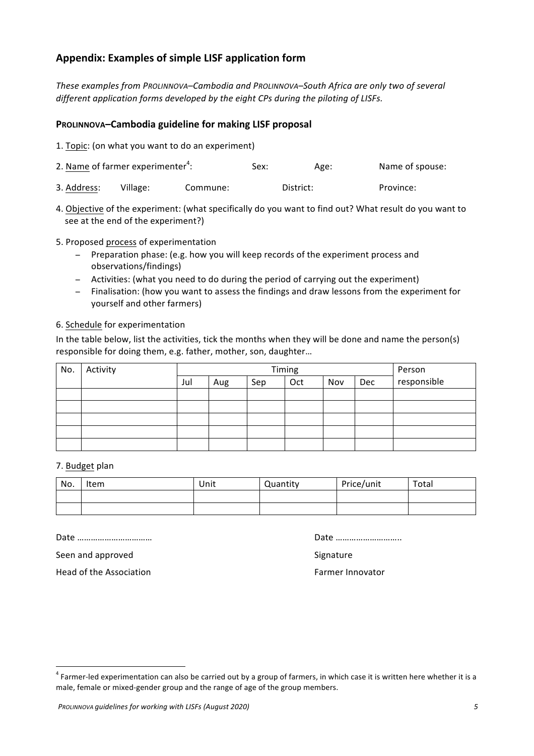## Appendix: Examples of simple LISF application form

*These examples from Prolinnova–Cambodia and Prolinnova–South Africa are only two of several different application forms developed by the eight CPs during the piloting of LISFs.*

### Prolinnova–Cambodia guideline for making LISF proposal

1. Topic: (on what you want to do an experiment)

2. Name of farmer experimenter[4]: Sex: Age: Name of spouse:

3. Address: Village: Commune: District: Province:

4. Objective of the experiment: (what specifically do you want to find out? What result do you want to see at the end of the experiment?)

5. Proposed process of experimentation
   - Preparation phase: (e.g. how you will keep records of the experiment process and observations/findings)
   - Activities: (what you need to do during the period of carrying out the experiment)
   - Finalisation: (how you want to assess the findings and draw lessons from the experiment for yourself and other farmers)

6. Schedule for experimentation

In the table below, list the activities, tick the months when they will be done and name the person(s) responsible for doing them, e.g. father, mother, son, daughter…

| No. | Activity | Timing | | | | | | Person responsible |
|---|---|---|---|---|---|---|---|---|
| | | Jul | Aug | Sep | Oct | Nov | Dec | |
| | | | | | | | | |
| | | | | | | | | |
| | | | | | | | | |
| | | | | | | | | |
| | | | | | | | | |

7. Budget plan

| No. | Item | Unit | Quantity | Price/unit | Total |
|---|---|---|---|---|---|
| | | | | | |
| | | | | | |

Date ……………………………

Seen and approved

Head of the Association

Date ………………………..

Signature

Farmer Innovator

[4] Farmer-led experimentation can also be carried out by a group of farmers, in which case it is written here whether it is a male, female or mixed-gender group and the range of age of the group members.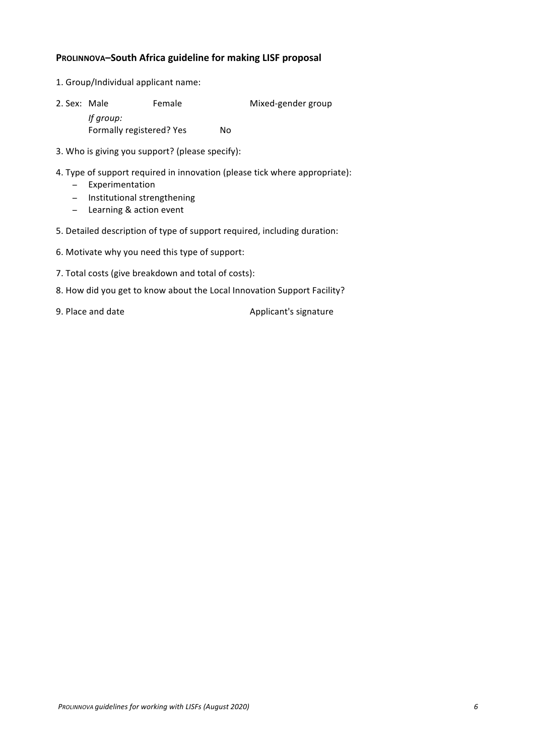### PROLINNOVA–South Africa guideline for making LISF proposal

1. Group/Individual applicant name:

2. Sex: Male Female Mixed-gender group

   *If group:*
   Formally registered? Yes No

3. Who is giving you support? (please specify):

4. Type of support required in innovation (please tick where appropriate):
   - Experimentation
   - Institutional strengthening
   - Learning & action event

5. Detailed description of type of support required, including duration:

6. Motivate why you need this type of support:

7. Total costs (give breakdown and total of costs):

8. How did you get to know about the Local Innovation Support Facility?

9. Place and date Applicant's signature